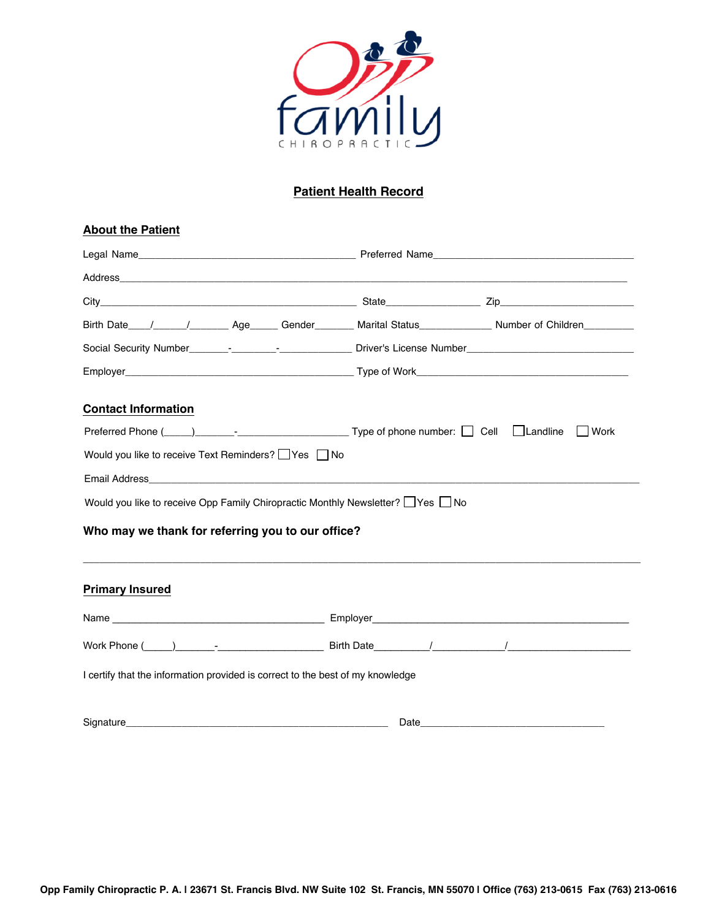# Patient Health Record

## About the Patient

Legal Name_______________________________________ Preferred Name____________________________________

Address_____________________________________________________________________________________

City_______________________________________________ State_________________ Zip________________________

Birth Date____/______/_______ Age_____ Gender_______ Marital Status_____________ Number of Children_________

Social Security Number_______-________-_____________ Driver's License Number______________________________

Employer_________________________________________ Type of Work_____________________________________

## Contact Information

Preferred Phone (_____)_______-____________________ Type of phone number: ☐ Cell ☐ Landline ☐ Work

Would you like to receive Text Reminders? ☐ Yes ☐ No

Email Address_________________________________________________________________________________

Would you like to receive Opp Family Chiropractic Monthly Newsletter? ☐ Yes ☐ No

### Who may we thank for referring you to our office?

_____________________________________________________________________________________________

## Primary Insured

Name ______________________________________ Employer_____________________________________________

Work Phone (_____)_______-___________________ Birth Date_________/____________/_____________________

I certify that the information provided is correct to the best of my knowledge

Signature_______________________________________________ Date_________________________________

**Opp Family Chiropractic P. A. | 23671 St. Francis Blvd. NW Suite 102 St. Francis, MN 55070 | Office (763) 213-0615 Fax (763) 213-0616**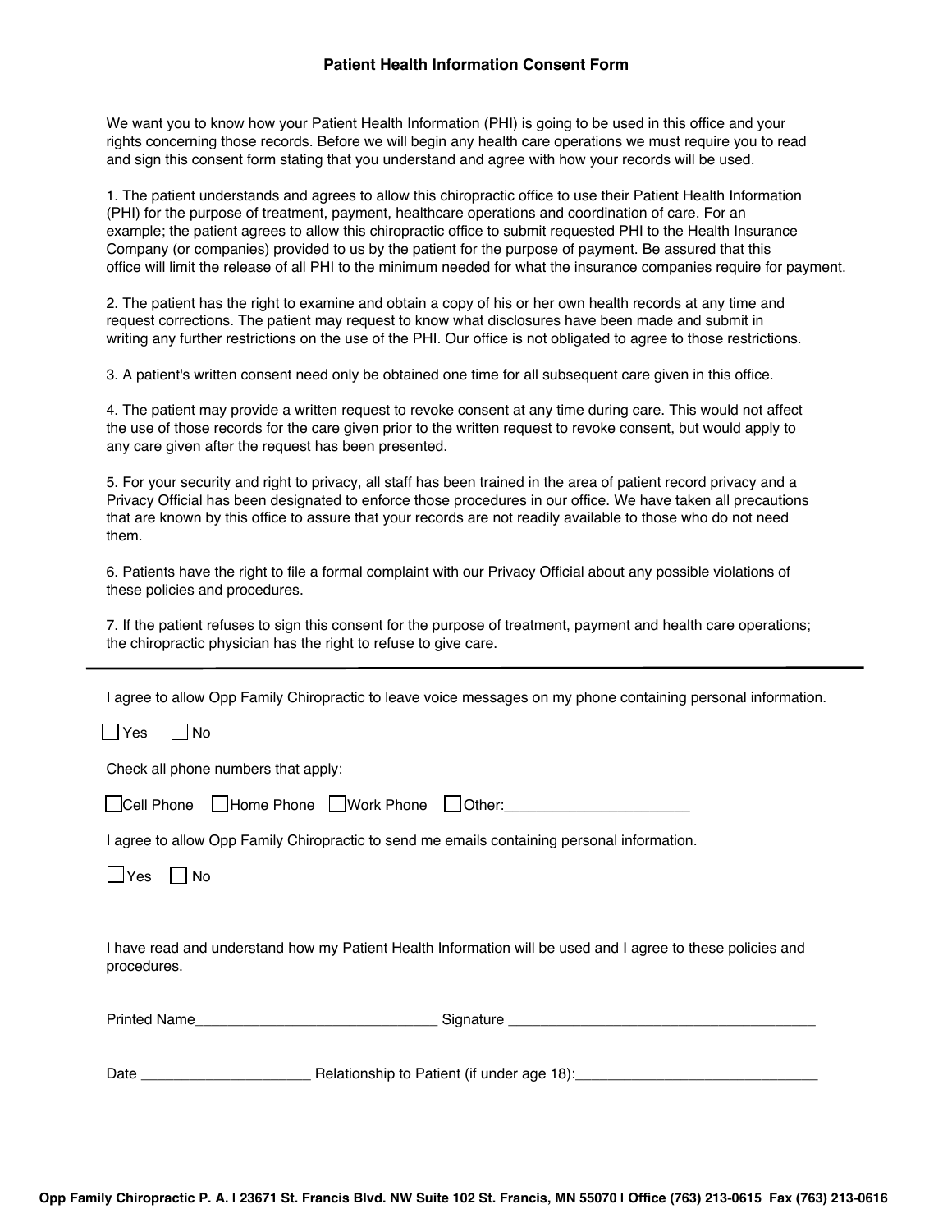## Patient Health Information Consent Form

We want you to know how your Patient Health Information (PHI) is going to be used in this office and your rights concerning those records. Before we will begin any health care operations we must require you to read and sign this consent form stating that you understand and agree with how your records will be used.

1. The patient understands and agrees to allow this chiropractic office to use their Patient Health Information (PHI) for the purpose of treatment, payment, healthcare operations and coordination of care. For an example; the patient agrees to allow this chiropractic office to submit requested PHI to the Health Insurance Company (or companies) provided to us by the patient for the purpose of payment. Be assured that this office will limit the release of all PHI to the minimum needed for what the insurance companies require for payment.

2. The patient has the right to examine and obtain a copy of his or her own health records at any time and request corrections. The patient may request to know what disclosures have been made and submit in writing any further restrictions on the use of the PHI. Our office is not obligated to agree to those restrictions.

3. A patient's written consent need only be obtained one time for all subsequent care given in this office.

4. The patient may provide a written request to revoke consent at any time during care. This would not affect the use of those records for the care given prior to the written request to revoke consent, but would apply to any care given after the request has been presented.

5. For your security and right to privacy, all staff has been trained in the area of patient record privacy and a Privacy Official has been designated to enforce those procedures in our office. We have taken all precautions that are known by this office to assure that your records are not readily available to those who do not need them.

6. Patients have the right to file a formal complaint with our Privacy Official about any possible violations of these policies and procedures.

7. If the patient refuses to sign this consent for the purpose of treatment, payment and health care operations; the chiropractic physician has the right to refuse to give care.

---

I agree to allow Opp Family Chiropractic to leave voice messages on my phone containing personal information.

☐ Yes ☐ No

Check all phone numbers that apply:

☐ Cell Phone ☐ Home Phone ☐ Work Phone ☐ Other:______________________

I agree to allow Opp Family Chiropractic to send me emails containing personal information.

☐ Yes ☐ No

I have read and understand how my Patient Health Information will be used and I agree to these policies and procedures.

Printed Name______________________________ Signature ______________________________________

Date _____________________ Relationship to Patient (if under age 18):______________________________

**Opp Family Chiropractic P. A. | 23671 St. Francis Blvd. NW Suite 102 St. Francis, MN 55070 | Office (763) 213-0615 Fax (763) 213-0616**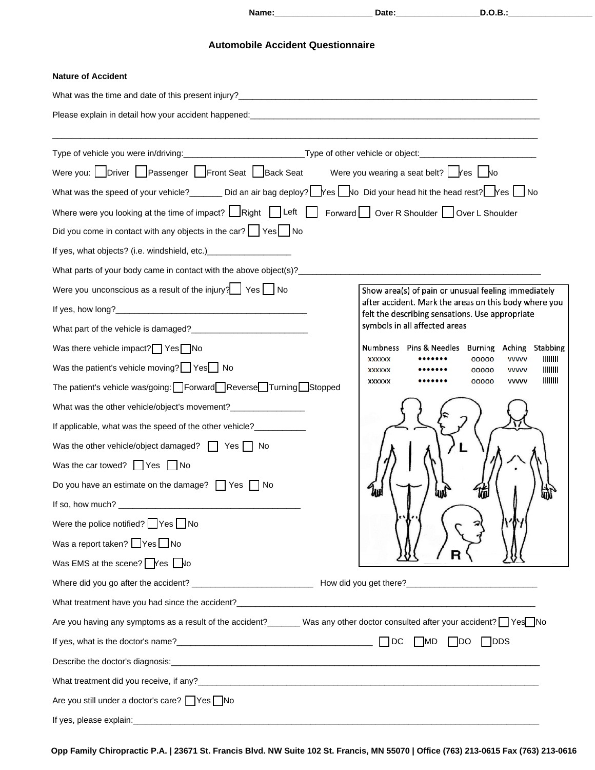Name:____________________ Date:_________________ D.O.B.:_________________

## Automobile Accident Questionnaire

**Nature of Accident**

What was the time and date of this present injury?_______________________________________________

Please explain in detail how your accident happened:_______________________________________________

_______________________________________________________________________________________

Type of vehicle you were in/driving:_________________________Type of other vehicle or object:________________________

Were you: ☐ Driver ☐ Passenger ☐ Front Seat ☐ Back Seat Were you wearing a seat belt? ☐ Yes ☐ No

What was the speed of your vehicle?_______ Did an air bag deploy? ☐ Yes ☐ No Did your head hit the head rest? ☐ Yes ☐ No

Where were you looking at the time of impact? ☐ Right ☐ Left ☐ Forward ☐ Over R Shoulder ☐ Over L Shoulder

Did you come in contact with any objects in the car? ☐ Yes ☐ No

If yes, what objects? (i.e. windshield, etc.)_________________

What parts of your body came in contact with the above object(s)?_______________________________________________

Were you unconscious as a result of the injury? ☐ Yes ☐ No

If yes, how long?__________________________________________

What part of the vehicle is damaged?_________________________

Was there vehicle impact? ☐ Yes ☐ No

Was the patient's vehicle moving? ☐ Yes ☐ No

The patient's vehicle was/going: ☐ Forward ☐ Reverse ☐ Turning ☐ Stopped

What was the other vehicle/object's movement?________________

If applicable, what was the speed of the other vehicle?___________

Was the other vehicle/object damaged? ☐ Yes ☐ No

Was the car towed? ☐ Yes ☐ No

Do you have an estimate on the damage? ☐ Yes ☐ No

If so, how much? ______________________________________

Were the police notified? ☐ Yes ☐ No

Was a report taken? ☐ Yes ☐ No

Was EMS at the scene? ☐ Yes ☐ No

Show area(s) of pain or unusual feeling immediately after accident. Mark the areas on this body where you felt the describing sensations. Use appropriate symbols in all affected areas

| Numbness | Pins & Needles | Burning | Aching | Stabbing |
|---|---|---|---|---|
| xxxxxx | ••••••• | ooooo | vvvvv | \|\|\|\|\|\|\|\| |
| xxxxxx | ••••••• | ooooo | vvvvv | \|\|\|\|\|\|\|\| |
| xxxxxx | ••••••• | ooooo | vvvvv | \|\|\|\|\|\|\|\| |

L

R

Where did you go after the accident? _________________________ How did you get there?___________________________

What treatment have you had since the accident?_______________________________________________

Are you having any symptoms as a result of the accident?_______ Was any other doctor consulted after your accident? ☐ Yes ☐ No

If yes, what is the doctor's name?__________________________________________ ☐ DC ☐ MD ☐ DO ☐ DDS

Describe the doctor's diagnosis:_______________________________________________

What treatment did you receive, if any?_______________________________________________

Are you still under a doctor's care? ☐ Yes ☐ No

If yes, please explain:_______________________________________________

**Opp Family Chiropractic P.A. | 23671 St. Francis Blvd. NW Suite 102 St. Francis, MN 55070 | Office (763) 213-0615 Fax (763) 213-0616**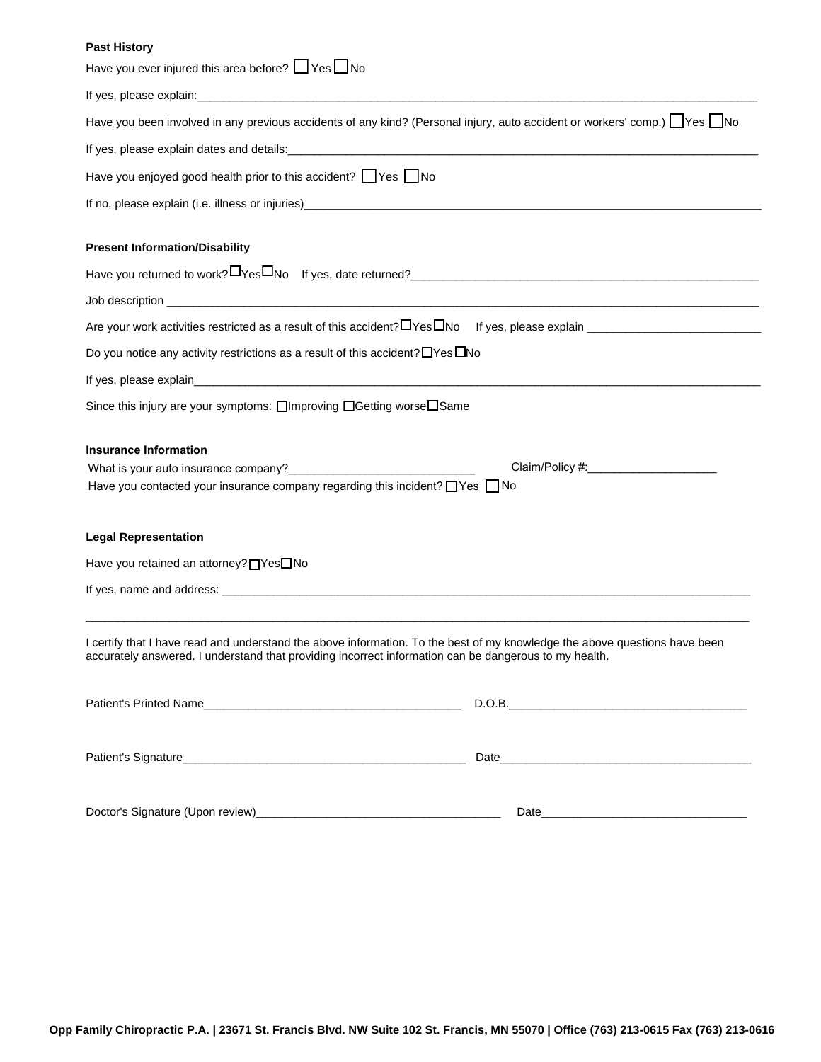**Past History**

Have you ever injured this area before? ☐ Yes ☐ No

If yes, please explain:______________________________________________________________________________

Have you been involved in any previous accidents of any kind? (Personal injury, auto accident or workers' comp.) ☐ Yes ☐ No

If yes, please explain dates and details:_______________________________________________________________

Have you enjoyed good health prior to this accident? ☐ Yes ☐ No

If no, please explain (i.e. illness or injuries)_____________________________________________________________

**Present Information/Disability**

Have you returned to work? ☐ Yes ☐ No    If yes, date returned?_____________________________________________

Job description ______________________________________________________________________________

Are your work activities restricted as a result of this accident? ☐ Yes ☐ No    If yes, please explain ______________________

Do you notice any activity restrictions as a result of this accident? ☐ Yes ☐ No

If yes, please explain___________________________________________________________________________

Since this injury are your symptoms: ☐ Improving ☐ Getting worse ☐ Same

**Insurance Information**

What is your auto insurance company?_____________________________    Claim/Policy #:____________________

Have you contacted your insurance company regarding this incident? ☐ Yes ☐ No

**Legal Representation**

Have you retained an attorney? ☐ Yes ☐ No

If yes, name and address: ________________________________________________________________________

_____________________________________________________________________________________________

I certify that I have read and understand the above information. To the best of my knowledge the above questions have been accurately answered. I understand that providing incorrect information can be dangerous to my health.

Patient's Printed Name_________________________________________    D.O.B._____________________________________

Patient's Signature_____________________________________________    Date_______________________________________

Doctor's Signature (Upon review)______________________________________    Date________________________________

**Opp Family Chiropractic P.A. | 23671 St. Francis Blvd. NW Suite 102 St. Francis, MN 55070 | Office (763) 213-0615 Fax (763) 213-0616**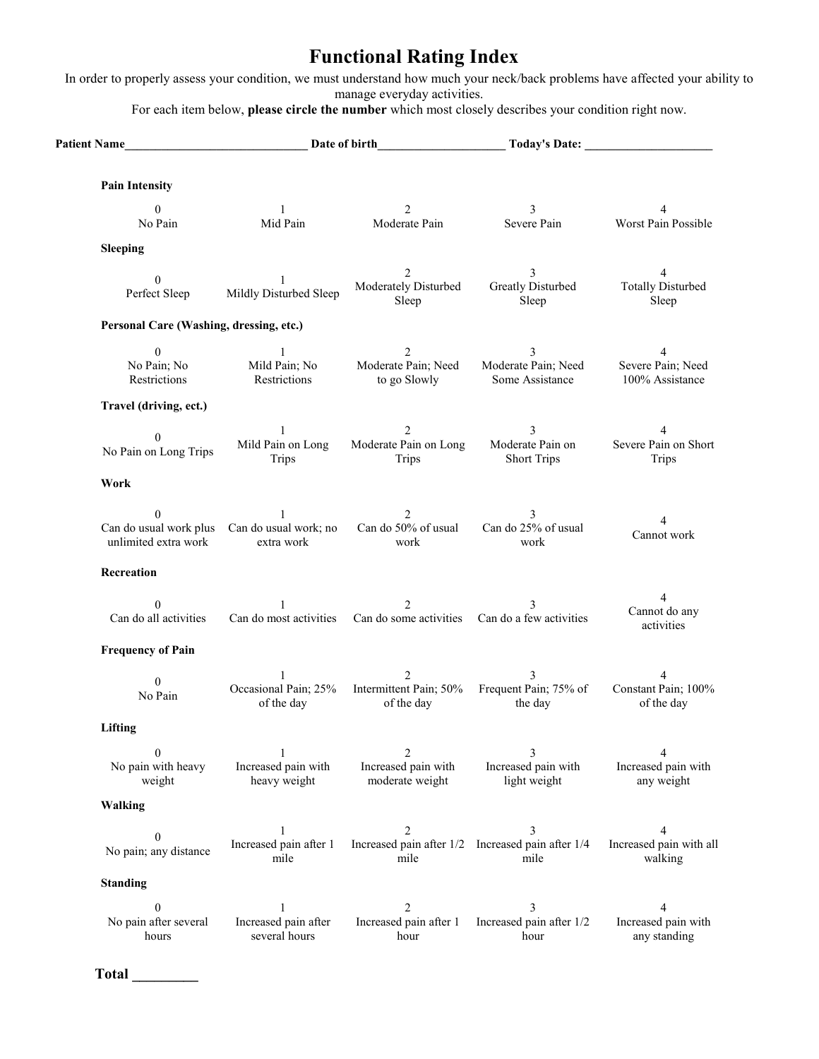# Functional Rating Index

In order to properly assess your condition, we must understand how much your neck/back problems have affected your ability to manage everyday activities.

For each item below, **please circle the number** which most closely describes your condition right now.

**Patient Name**______________________________ **Date of birth**____________________ **Today's Date:** ____________________

**Pain Intensity**

| 0 | 1 | 2 | 3 | 4 |
|---|---|---|---|---|
| No Pain | Mid Pain | Moderate Pain | Severe Pain | Worst Pain Possible |

**Sleeping**

| 0 | 1 | 2 | 3 | 4 |
|---|---|---|---|---|
| Perfect Sleep | Mildly Disturbed Sleep | Moderately Disturbed Sleep | Greatly Disturbed Sleep | Totally Disturbed Sleep |

**Personal Care (Washing, dressing, etc.)**

| 0 | 1 | 2 | 3 | 4 |
|---|---|---|---|---|
| No Pain; No Restrictions | Mild Pain; No Restrictions | Moderate Pain; Need to go Slowly | Moderate Pain; Need Some Assistance | Severe Pain; Need 100% Assistance |

**Travel (driving, ect.)**

| 0 | 1 | 2 | 3 | 4 |
|---|---|---|---|---|
| No Pain on Long Trips | Mild Pain on Long Trips | Moderate Pain on Long Trips | Moderate Pain on Short Trips | Severe Pain on Short Trips |

**Work**

| 0 | 1 | 2 | 3 | 4 |
|---|---|---|---|---|
| Can do usual work plus unlimited extra work | Can do usual work; no extra work | Can do 50% of usual work | Can do 25% of usual work | Cannot work |

**Recreation**

| 0 | 1 | 2 | 3 | 4 |
|---|---|---|---|---|
| Can do all activities | Can do most activities | Can do some activities | Can do a few activities | Cannot do any activities |

**Frequency of Pain**

| 0 | 1 | 2 | 3 | 4 |
|---|---|---|---|---|
| No Pain | Occasional Pain; 25% of the day | Intermittent Pain; 50% of the day | Frequent Pain; 75% of the day | Constant Pain; 100% of the day |

**Lifting**

| 0 | 1 | 2 | 3 | 4 |
|---|---|---|---|---|
| No pain with heavy weight | Increased pain with heavy weight | Increased pain with moderate weight | Increased pain with light weight | Increased pain with any weight |

**Walking**

| 0 | 1 | 2 | 3 | 4 |
|---|---|---|---|---|
| No pain; any distance | Increased pain after 1 mile | Increased pain after 1/2 mile | Increased pain after 1/4 mile | Increased pain with all walking |

**Standing**

| 0 | 1 | 2 | 3 | 4 |
|---|---|---|---|---|
| No pain after several hours | Increased pain after several hours | Increased pain after 1 hour | Increased pain after 1/2 hour | Increased pain with any standing |

**Total** _________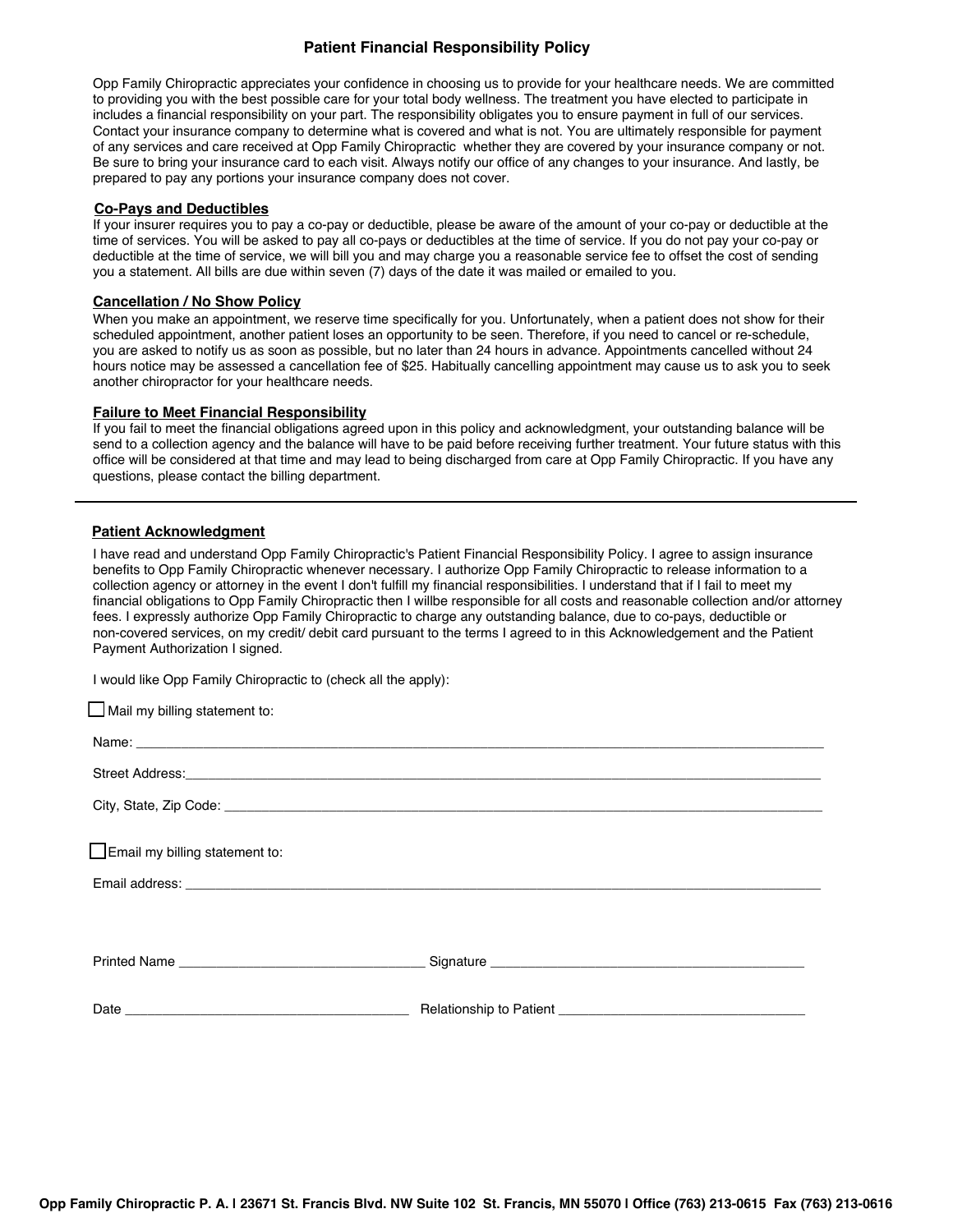# Patient Financial Responsibility Policy

Opp Family Chiropractic appreciates your confidence in choosing us to provide for your healthcare needs. We are committed to providing you with the best possible care for your total body wellness. The treatment you have elected to participate in includes a financial responsibility on your part. The responsibility obligates you to ensure payment in full of our services. Contact your insurance company to determine what is covered and what is not. You are ultimately responsible for payment of any services and care received at Opp Family Chiropractic whether they are covered by your insurance company or not. Be sure to bring your insurance card to each visit. Always notify our office of any changes to your insurance. And lastly, be prepared to pay any portions your insurance company does not cover.

## Co-Pays and Deductibles

If your insurer requires you to pay a co-pay or deductible, please be aware of the amount of your co-pay or deductible at the time of services. You will be asked to pay all co-pays or deductibles at the time of service. If you do not pay your co-pay or deductible at the time of service, we will bill you and may charge you a reasonable service fee to offset the cost of sending you a statement. All bills are due within seven (7) days of the date it was mailed or emailed to you.

## Cancellation / No Show Policy

When you make an appointment, we reserve time specifically for you. Unfortunately, when a patient does not show for their scheduled appointment, another patient loses an opportunity to be seen. Therefore, if you need to cancel or re-schedule, you are asked to notify us as soon as possible, but no later than 24 hours in advance. Appointments cancelled without 24 hours notice may be assessed a cancellation fee of $25. Habitually cancelling appointment may cause us to ask you to seek another chiropractor for your healthcare needs.

## Failure to Meet Financial Responsibility

If you fail to meet the financial obligations agreed upon in this policy and acknowledgment, your outstanding balance will be send to a collection agency and the balance will have to be paid before receiving further treatment. Your future status with this office will be considered at that time and may lead to being discharged from care at Opp Family Chiropractic. If you have any questions, please contact the billing department.

---

## Patient Acknowledgment

I have read and understand Opp Family Chiropractic's Patient Financial Responsibility Policy. I agree to assign insurance benefits to Opp Family Chiropractic whenever necessary. I authorize Opp Family Chiropractic to release information to a collection agency or attorney in the event I don't fulfill my financial responsibilities. I understand that if I fail to meet my financial obligations to Opp Family Chiropractic then I willbe responsible for all costs and reasonable collection and/or attorney fees. I expressly authorize Opp Family Chiropractic to charge any outstanding balance, due to co-pays, deductible or non-covered services, on my credit/ debit card pursuant to the terms I agreed to in this Acknowledgement and the Patient Payment Authorization I signed.

I would like Opp Family Chiropractic to (check all the apply):

☐ Mail my billing statement to:

Name: ____________________________________________

Street Address:____________________________________________

City, State, Zip Code: ____________________________________________

☐ Email my billing statement to:

Email address: ____________________________________________

Printed Name ______________________ Signature ______________________

Date ______________________ Relationship to Patient ______________________

**Opp Family Chiropractic P. A. | 23671 St. Francis Blvd. NW Suite 102 St. Francis, MN 55070 | Office (763) 213-0615 Fax (763) 213-0616**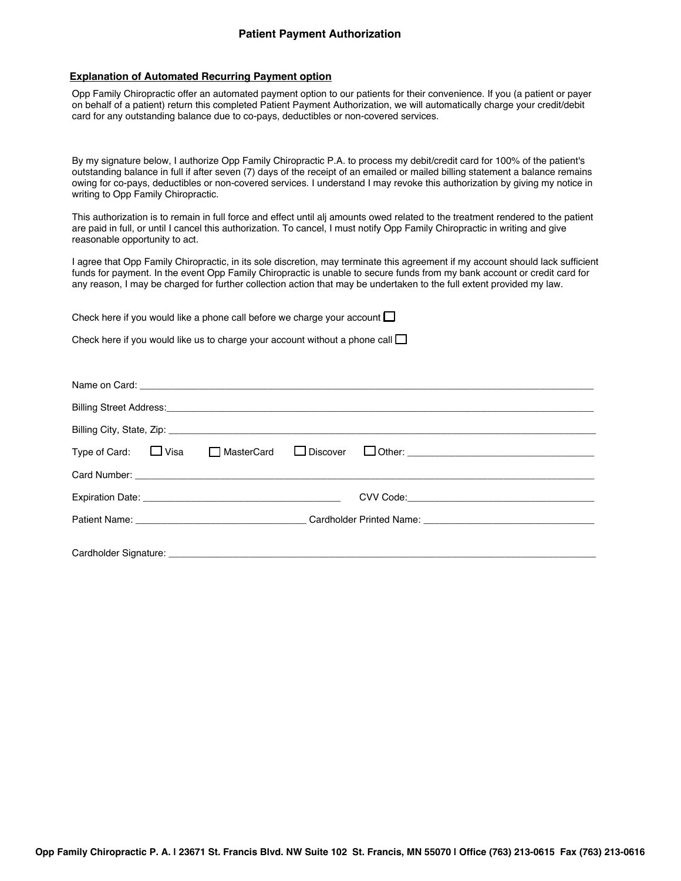# Patient Payment Authorization

**<u>Explanation of Automated Recurring Payment option</u>**

Opp Family Chiropractic offer an automated payment option to our patients for their convenience. If you (a patient or payer on behalf of a patient) return this completed Patient Payment Authorization, we will automatically charge your credit/debit card for any outstanding balance due to co-pays, deductibles or non-covered services.

By my signature below, I authorize Opp Family Chiropractic P.A. to process my debit/credit card for 100% of the patient's outstanding balance in full if after seven (7) days of the receipt of an emailed or mailed billing statement a balance remains owing for co-pays, deductibles or non-covered services. I understand I may revoke this authorization by giving my notice in writing to Opp Family Chiropractic.

This authorization is to remain in full force and effect until alj amounts owed related to the treatment rendered to the patient are paid in full, or until I cancel this authorization. To cancel, I must notify Opp Family Chiropractic in writing and give reasonable opportunity to act.

I agree that Opp Family Chiropractic, in its sole discretion, may terminate this agreement if my account should lack sufficient funds for payment. In the event Opp Family Chiropractic is unable to secure funds from my bank account or credit card for any reason, I may be charged for further collection action that may be undertaken to the full extent provided my law.

Check here if you would like a phone call before we charge your account ☐

Check here if you would like us to charge your account without a phone call ☐

Name on Card: ______________________________________________

Billing Street Address: ______________________________________________

Billing City, State, Zip: ______________________________________________

Type of Card: ☐ Visa ☐ MasterCard ☐ Discover ☐ Other: ____________________

Card Number: ______________________________________________

Expiration Date: ____________________ CVV Code: ____________________

Patient Name: ____________________ Cardholder Printed Name: ____________________

Cardholder Signature: ______________________________________________

**Opp Family Chiropractic P. A. | 23671 St. Francis Blvd. NW Suite 102 St. Francis, MN 55070 | Office (763) 213-0615 Fax (763) 213-0616**